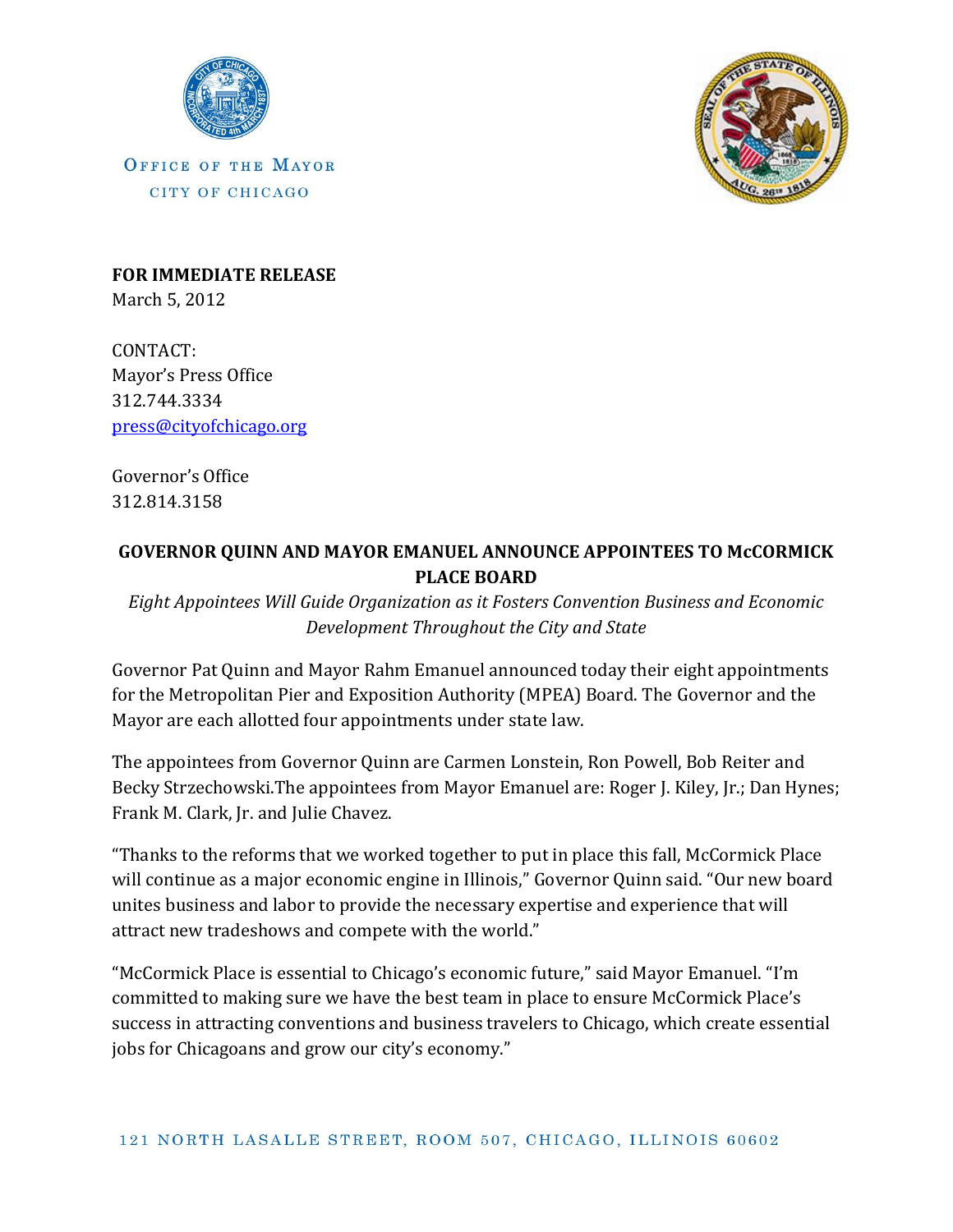Office of the Mayor
City of Chicago

**FOR IMMEDIATE RELEASE**
March 5, 2012

CONTACT:
Mayor's Press Office
312.744.3334
press@cityofchicago.org

Governor's Office
312.814.3158

## GOVERNOR QUINN AND MAYOR EMANUEL ANNOUNCE APPOINTEES TO McCORMICK PLACE BOARD

*Eight Appointees Will Guide Organization as it Fosters Convention Business and Economic Development Throughout the City and State*

Governor Pat Quinn and Mayor Rahm Emanuel announced today their eight appointments for the Metropolitan Pier and Exposition Authority (MPEA) Board. The Governor and the Mayor are each allotted four appointments under state law.

The appointees from Governor Quinn are Carmen Lonstein, Ron Powell, Bob Reiter and Becky Strzechowski.The appointees from Mayor Emanuel are: Roger J. Kiley, Jr.; Dan Hynes; Frank M. Clark, Jr. and Julie Chavez.

"Thanks to the reforms that we worked together to put in place this fall, McCormick Place will continue as a major economic engine in Illinois," Governor Quinn said. "Our new board unites business and labor to provide the necessary expertise and experience that will attract new tradeshows and compete with the world."

"McCormick Place is essential to Chicago's economic future," said Mayor Emanuel. "I'm committed to making sure we have the best team in place to ensure McCormick Place's success in attracting conventions and business travelers to Chicago, which create essential jobs for Chicagoans and grow our city's economy."

121 NORTH LASALLE STREET, ROOM 507, CHICAGO, ILLINOIS 60602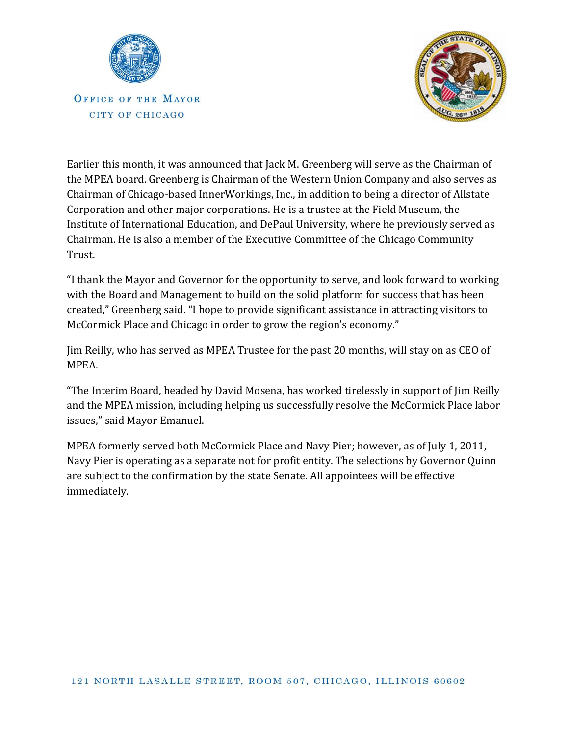Earlier this month, it was announced that Jack M. Greenberg will serve as the Chairman of the MPEA board. Greenberg is Chairman of the Western Union Company and also serves as Chairman of Chicago-based InnerWorkings, Inc., in addition to being a director of Allstate Corporation and other major corporations. He is a trustee at the Field Museum, the Institute of International Education, and DePaul University, where he previously served as Chairman. He is also a member of the Executive Committee of the Chicago Community Trust.

"I thank the Mayor and Governor for the opportunity to serve, and look forward to working with the Board and Management to build on the solid platform for success that has been created," Greenberg said. "I hope to provide significant assistance in attracting visitors to McCormick Place and Chicago in order to grow the region's economy."

Jim Reilly, who has served as MPEA Trustee for the past 20 months, will stay on as CEO of MPEA.

"The Interim Board, headed by David Mosena, has worked tirelessly in support of Jim Reilly and the MPEA mission, including helping us successfully resolve the McCormick Place labor issues," said Mayor Emanuel.

MPEA formerly served both McCormick Place and Navy Pier; however, as of July 1, 2011, Navy Pier is operating as a separate not for profit entity. The selections by Governor Quinn are subject to the confirmation by the state Senate. All appointees will be effective immediately.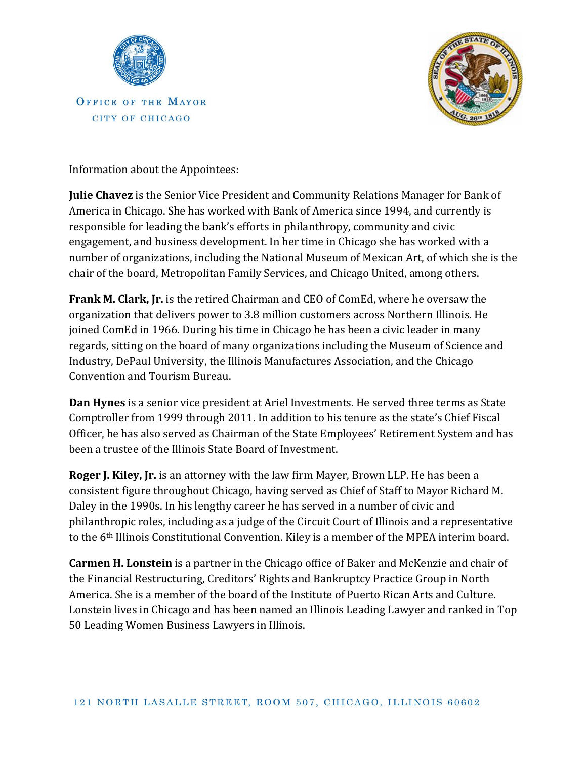Office of the Mayor

City of Chicago

Information about the Appointees:

**Julie Chavez** is the Senior Vice President and Community Relations Manager for Bank of America in Chicago. She has worked with Bank of America since 1994, and currently is responsible for leading the bank's efforts in philanthropy, community and civic engagement, and business development. In her time in Chicago she has worked with a number of organizations, including the National Museum of Mexican Art, of which she is the chair of the board, Metropolitan Family Services, and Chicago United, among others.

**Frank M. Clark, Jr.** is the retired Chairman and CEO of ComEd, where he oversaw the organization that delivers power to 3.8 million customers across Northern Illinois. He joined ComEd in 1966. During his time in Chicago he has been a civic leader in many regards, sitting on the board of many organizations including the Museum of Science and Industry, DePaul University, the Illinois Manufactures Association, and the Chicago Convention and Tourism Bureau.

**Dan Hynes** is a senior vice president at Ariel Investments. He served three terms as State Comptroller from 1999 through 2011. In addition to his tenure as the state's Chief Fiscal Officer, he has also served as Chairman of the State Employees' Retirement System and has been a trustee of the Illinois State Board of Investment.

**Roger J. Kiley, Jr.** is an attorney with the law firm Mayer, Brown LLP. He has been a consistent figure throughout Chicago, having served as Chief of Staff to Mayor Richard M. Daley in the 1990s. In his lengthy career he has served in a number of civic and philanthropic roles, including as a judge of the Circuit Court of Illinois and a representative to the 6th Illinois Constitutional Convention. Kiley is a member of the MPEA interim board.

**Carmen H. Lonstein** is a partner in the Chicago office of Baker and McKenzie and chair of the Financial Restructuring, Creditors' Rights and Bankruptcy Practice Group in North America. She is a member of the board of the Institute of Puerto Rican Arts and Culture. Lonstein lives in Chicago and has been named an Illinois Leading Lawyer and ranked in Top 50 Leading Women Business Lawyers in Illinois.

121 North LaSalle Street, Room 507, Chicago, Illinois 60602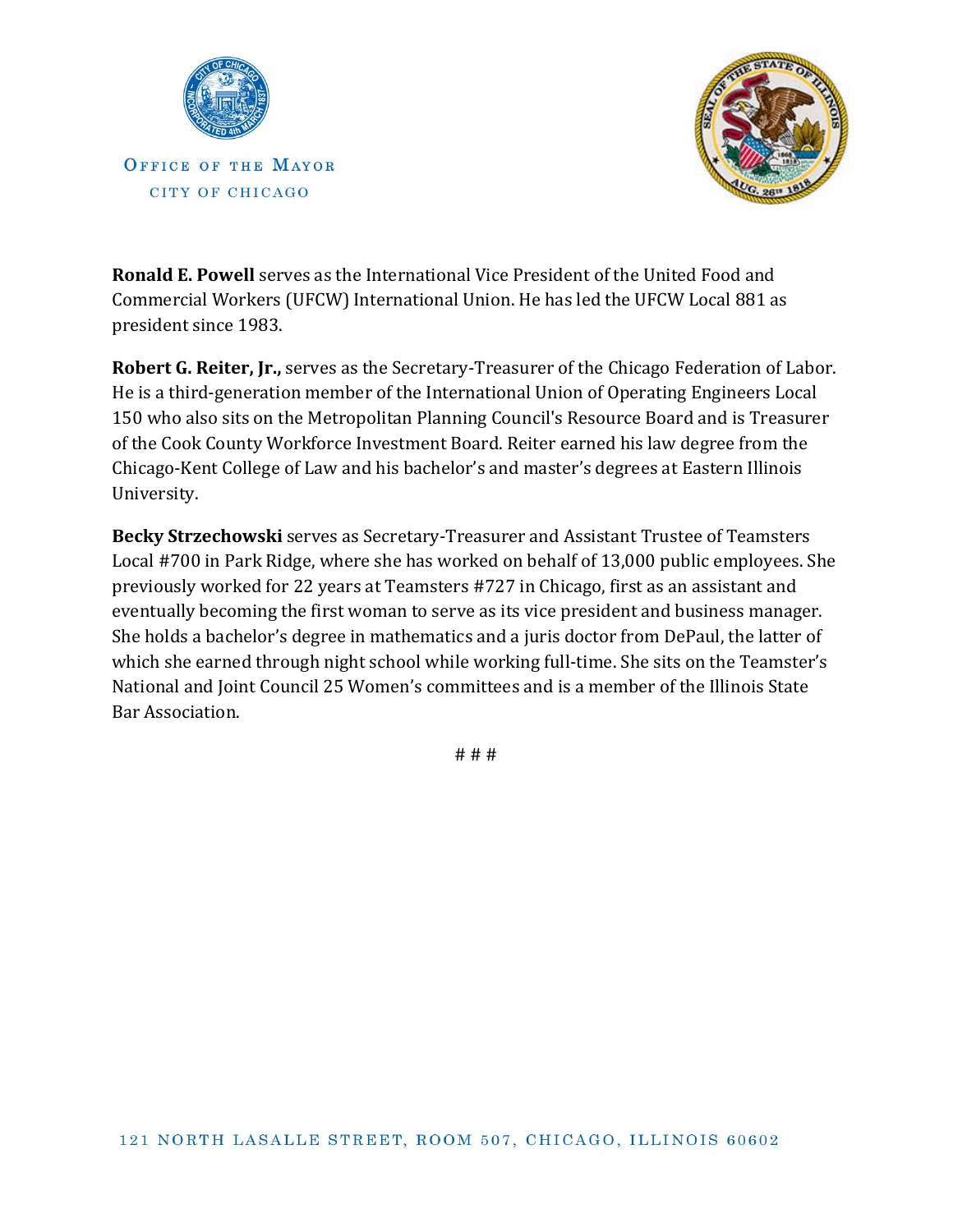**Ronald E. Powell** serves as the International Vice President of the United Food and Commercial Workers (UFCW) International Union. He has led the UFCW Local 881 as president since 1983.

**Robert G. Reiter, Jr.,** serves as the Secretary-Treasurer of the Chicago Federation of Labor. He is a third-generation member of the International Union of Operating Engineers Local 150 who also sits on the Metropolitan Planning Council's Resource Board and is Treasurer of the Cook County Workforce Investment Board. Reiter earned his law degree from the Chicago-Kent College of Law and his bachelor's and master's degrees at Eastern Illinois University.

**Becky Strzechowski** serves as Secretary-Treasurer and Assistant Trustee of Teamsters Local #700 in Park Ridge, where she has worked on behalf of 13,000 public employees. She previously worked for 22 years at Teamsters #727 in Chicago, first as an assistant and eventually becoming the first woman to serve as its vice president and business manager. She holds a bachelor's degree in mathematics and a juris doctor from DePaul, the latter of which she earned through night school while working full-time. She sits on the Teamster's National and Joint Council 25 Women's committees and is a member of the Illinois State Bar Association.

# # #